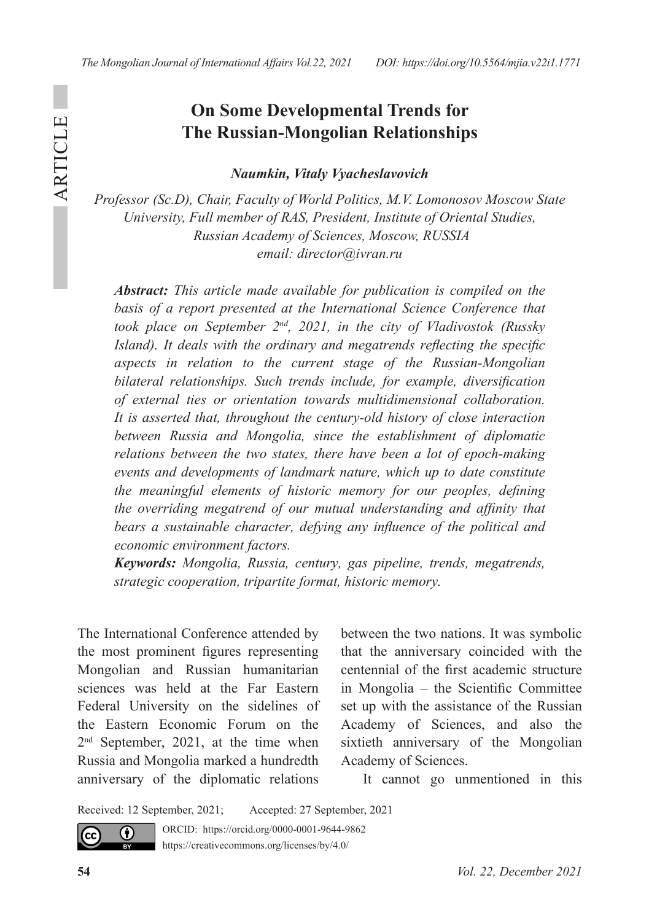# On Some Developmental Trends for The Russian-Mongolian Relationships

***Naumkin, Vitaly Vyacheslavovich***

*Professor (Sc.D), Chair, Faculty of World Politics, M.V. Lomonosov Moscow State University, Full member of RAS, President, Institute of Oriental Studies, Russian Academy of Sciences, Moscow, RUSSIA*
*email: director@ivran.ru*

***Abstract:*** *This article made available for publication is compiled on the basis of a report presented at the International Science Conference that took place on September 2nd, 2021, in the city of Vladivostok (Russky Island). It deals with the ordinary and megatrends reflecting the specific aspects in relation to the current stage of the Russian-Mongolian bilateral relationships. Such trends include, for example, diversification of external ties or orientation towards multidimensional collaboration. It is asserted that, throughout the century-old history of close interaction between Russia and Mongolia, since the establishment of diplomatic relations between the two states, there have been a lot of epoch-making events and developments of landmark nature, which up to date constitute the meaningful elements of historic memory for our peoples, defining the overriding megatrend of our mutual understanding and affinity that bears a sustainable character, defying any influence of the political and economic environment factors.*

***Keywords:*** *Mongolia, Russia, century, gas pipeline, trends, megatrends, strategic cooperation, tripartite format, historic memory.*

The International Conference attended by the most prominent figures representing Mongolian and Russian humanitarian sciences was held at the Far Eastern Federal University on the sidelines of the Eastern Economic Forum on the 2nd September, 2021, at the time when Russia and Mongolia marked a hundredth anniversary of the diplomatic relations between the two nations. It was symbolic that the anniversary coincided with the centennial of the first academic structure in Mongolia – the Scientific Committee set up with the assistance of the Russian Academy of Sciences, and also the sixtieth anniversary of the Mongolian Academy of Sciences.

It cannot go unmentioned in this

Received: 12 September, 2021; Accepted: 27 September, 2021

ORCID: https://orcid.org/0000-0001-9644-9862
https://creativecommons.org/licenses/by/4.0/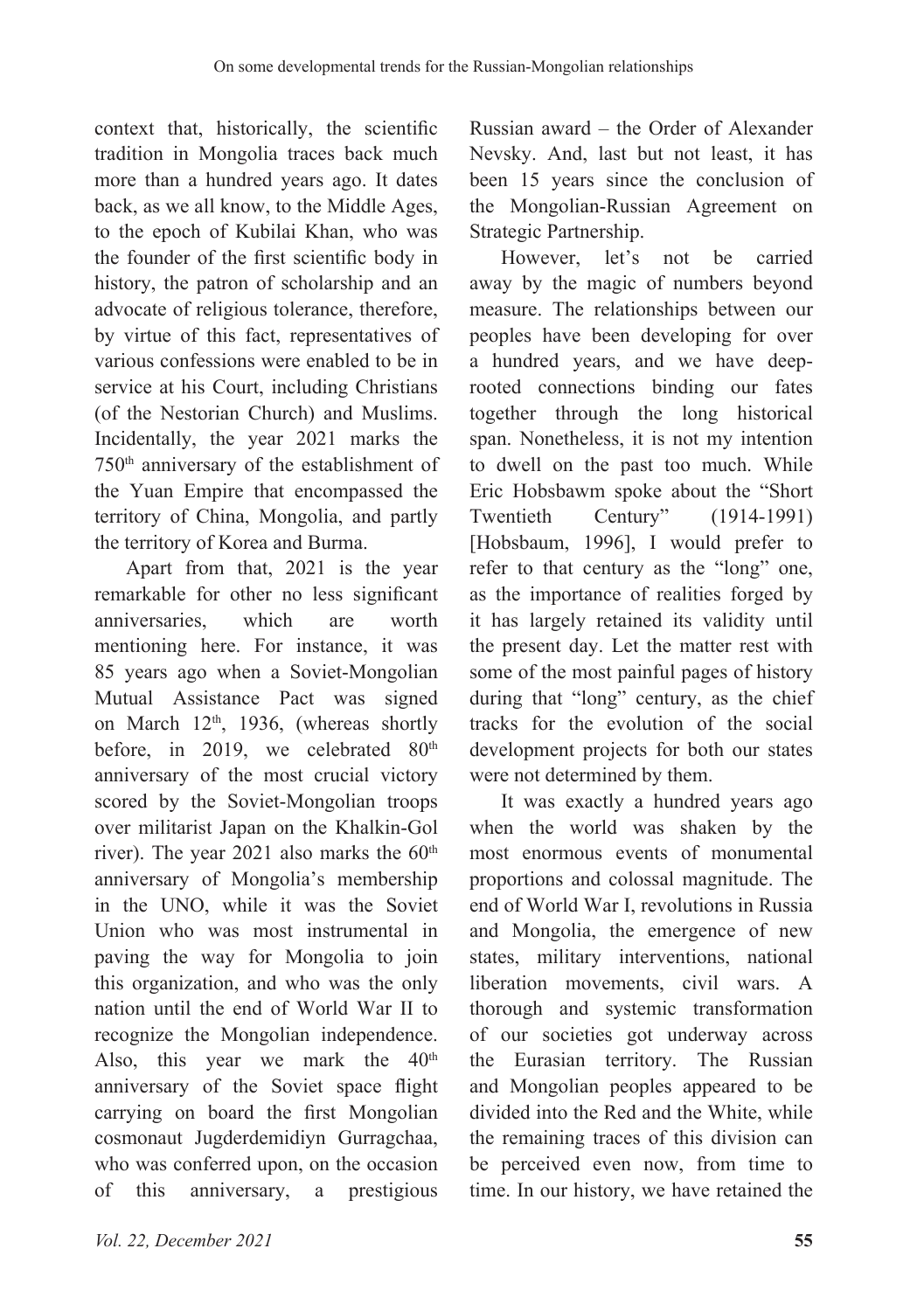context that, historically, the scientific tradition in Mongolia traces back much more than a hundred years ago. It dates back, as we all know, to the Middle Ages, to the epoch of Kubilai Khan, who was the founder of the first scientific body in history, the patron of scholarship and an advocate of religious tolerance, therefore, by virtue of this fact, representatives of various confessions were enabled to be in service at his Court, including Christians (of the Nestorian Church) and Muslims. Incidentally, the year 2021 marks the 750th anniversary of the establishment of the Yuan Empire that encompassed the territory of China, Mongolia, and partly the territory of Korea and Burma.

Apart from that, 2021 is the year remarkable for other no less significant anniversaries, which are worth mentioning here. For instance, it was 85 years ago when a Soviet-Mongolian Mutual Assistance Pact was signed on March 12th, 1936, (whereas shortly before, in 2019, we celebrated 80th anniversary of the most crucial victory scored by the Soviet-Mongolian troops over militarist Japan on the Khalkin-Gol river). The year 2021 also marks the 60th anniversary of Mongolia's membership in the UNO, while it was the Soviet Union who was most instrumental in paving the way for Mongolia to join this organization, and who was the only nation until the end of World War II to recognize the Mongolian independence. Also, this year we mark the 40th anniversary of the Soviet space flight carrying on board the first Mongolian cosmonaut Jugderdemidiyn Gurragchaa, who was conferred upon, on the occasion of this anniversary, a prestigious Russian award – the Order of Alexander Nevsky. And, last but not least, it has been 15 years since the conclusion of the Mongolian-Russian Agreement on Strategic Partnership.

However, let's not be carried away by the magic of numbers beyond measure. The relationships between our peoples have been developing for over a hundred years, and we have deep-rooted connections binding our fates together through the long historical span. Nonetheless, it is not my intention to dwell on the past too much. While Eric Hobsbawm spoke about the "Short Twentieth Century" (1914-1991) [Hobsbaum, 1996], I would prefer to refer to that century as the "long" one, as the importance of realities forged by it has largely retained its validity until the present day. Let the matter rest with some of the most painful pages of history during that "long" century, as the chief tracks for the evolution of the social development projects for both our states were not determined by them.

It was exactly a hundred years ago when the world was shaken by the most enormous events of monumental proportions and colossal magnitude. The end of World War I, revolutions in Russia and Mongolia, the emergence of new states, military interventions, national liberation movements, civil wars. A thorough and systemic transformation of our societies got underway across the Eurasian territory. The Russian and Mongolian peoples appeared to be divided into the Red and the White, while the remaining traces of this division can be perceived even now, from time to time. In our history, we have retained the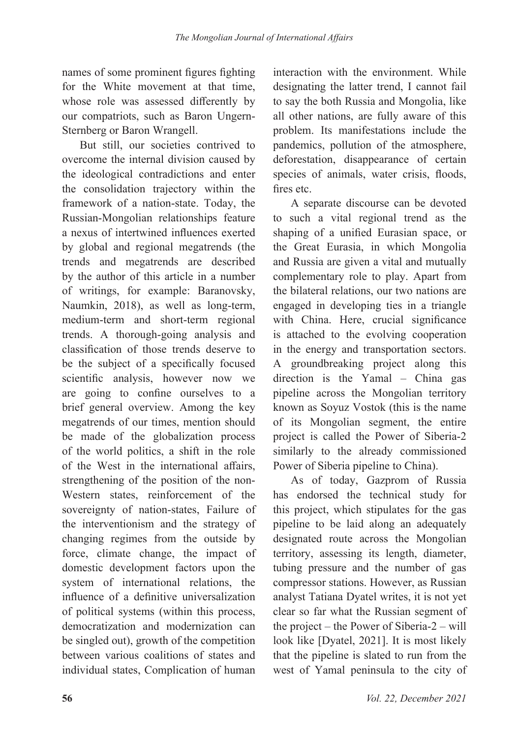names of some prominent figures fighting for the White movement at that time, whose role was assessed differently by our compatriots, such as Baron Ungern-Sternberg or Baron Wrangell.

But still, our societies contrived to overcome the internal division caused by the ideological contradictions and enter the consolidation trajectory within the framework of a nation-state. Today, the Russian-Mongolian relationships feature a nexus of intertwined influences exerted by global and regional megatrends (the trends and megatrends are described by the author of this article in a number of writings, for example: Baranovsky, Naumkin, 2018), as well as long-term, medium-term and short-term regional trends. A thorough-going analysis and classification of those trends deserve to be the subject of a specifically focused scientific analysis, however now we are going to confine ourselves to a brief general overview. Among the key megatrends of our times, mention should be made of the globalization process of the world politics, a shift in the role of the West in the international affairs, strengthening of the position of the non-Western states, reinforcement of the sovereignty of nation-states, Failure of the interventionism and the strategy of changing regimes from the outside by force, climate change, the impact of domestic development factors upon the system of international relations, the influence of a definitive universalization of political systems (within this process, democratization and modernization can be singled out), growth of the competition between various coalitions of states and individual states, Complication of human interaction with the environment. While designating the latter trend, I cannot fail to say the both Russia and Mongolia, like all other nations, are fully aware of this problem. Its manifestations include the pandemics, pollution of the atmosphere, deforestation, disappearance of certain species of animals, water crisis, floods, fires etc.

A separate discourse can be devoted to such a vital regional trend as the shaping of a unified Eurasian space, or the Great Eurasia, in which Mongolia and Russia are given a vital and mutually complementary role to play. Apart from the bilateral relations, our two nations are engaged in developing ties in a triangle with China. Here, crucial significance is attached to the evolving cooperation in the energy and transportation sectors. A groundbreaking project along this direction is the Yamal – China gas pipeline across the Mongolian territory known as Soyuz Vostok (this is the name of its Mongolian segment, the entire project is called the Power of Siberia-2 similarly to the already commissioned Power of Siberia pipeline to China).

As of today, Gazprom of Russia has endorsed the technical study for this project, which stipulates for the gas pipeline to be laid along an adequately designated route across the Mongolian territory, assessing its length, diameter, tubing pressure and the number of gas compressor stations. However, as Russian analyst Tatiana Dyatel writes, it is not yet clear so far what the Russian segment of the project – the Power of Siberia-2 – will look like [Dyatel, 2021]. It is most likely that the pipeline is slated to run from the west of Yamal peninsula to the city of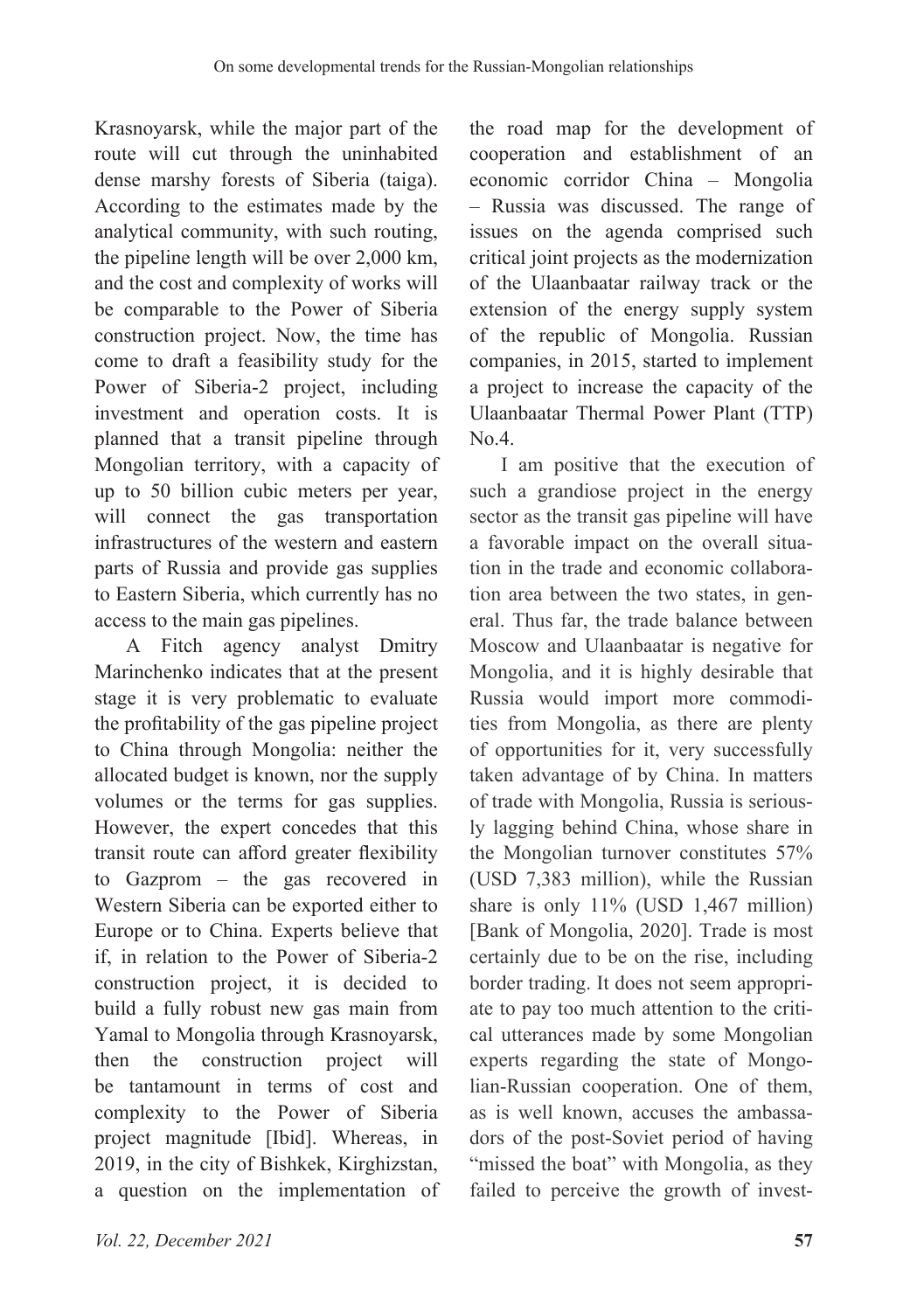Krasnoyarsk, while the major part of the route will cut through the uninhabited dense marshy forests of Siberia (taiga). According to the estimates made by the analytical community, with such routing, the pipeline length will be over 2,000 km, and the cost and complexity of works will be comparable to the Power of Siberia construction project. Now, the time has come to draft a feasibility study for the Power of Siberia-2 project, including investment and operation costs. It is planned that a transit pipeline through Mongolian territory, with a capacity of up to 50 billion cubic meters per year, will connect the gas transportation infrastructures of the western and eastern parts of Russia and provide gas supplies to Eastern Siberia, which currently has no access to the main gas pipelines.

A Fitch agency analyst Dmitry Marinchenko indicates that at the present stage it is very problematic to evaluate the profitability of the gas pipeline project to China through Mongolia: neither the allocated budget is known, nor the supply volumes or the terms for gas supplies. However, the expert concedes that this transit route can afford greater flexibility to Gazprom – the gas recovered in Western Siberia can be exported either to Europe or to China. Experts believe that if, in relation to the Power of Siberia-2 construction project, it is decided to build a fully robust new gas main from Yamal to Mongolia through Krasnoyarsk, then the construction project will be tantamount in terms of cost and complexity to the Power of Siberia project magnitude [Ibid]. Whereas, in 2019, in the city of Bishkek, Kirghizstan, a question on the implementation of the road map for the development of cooperation and establishment of an economic corridor China – Mongolia – Russia was discussed. The range of issues on the agenda comprised such critical joint projects as the modernization of the Ulaanbaatar railway track or the extension of the energy supply system of the republic of Mongolia. Russian companies, in 2015, started to implement a project to increase the capacity of the Ulaanbaatar Thermal Power Plant (TTP) No.4.

I am positive that the execution of such a grandiose project in the energy sector as the transit gas pipeline will have a favorable impact on the overall situation in the trade and economic collaboration area between the two states, in general. Thus far, the trade balance between Moscow and Ulaanbaatar is negative for Mongolia, and it is highly desirable that Russia would import more commodities from Mongolia, as there are plenty of opportunities for it, very successfully taken advantage of by China. In matters of trade with Mongolia, Russia is seriously lagging behind China, whose share in the Mongolian turnover constitutes 57% (USD 7,383 million), while the Russian share is only 11% (USD 1,467 million) [Bank of Mongolia, 2020]. Trade is most certainly due to be on the rise, including border trading. It does not seem appropriate to pay too much attention to the critical utterances made by some Mongolian experts regarding the state of Mongolian-Russian cooperation. One of them, as is well known, accuses the ambassadors of the post-Soviet period of having "missed the boat" with Mongolia, as they failed to perceive the growth of invest-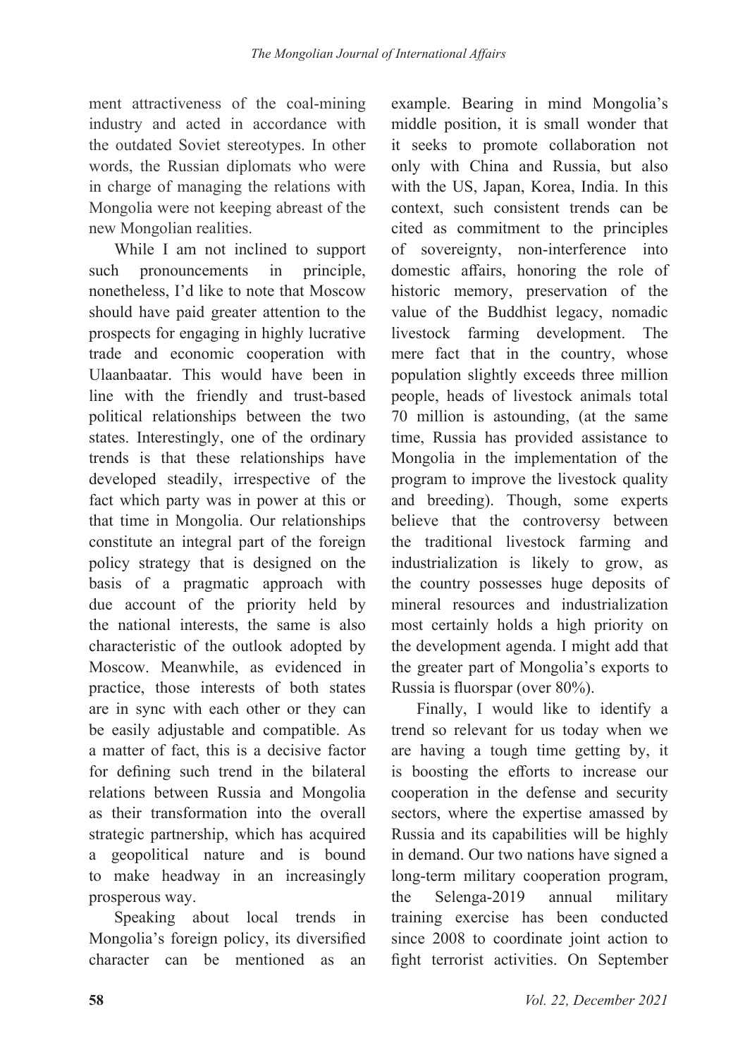ment attractiveness of the coal-mining industry and acted in accordance with the outdated Soviet stereotypes. In other words, the Russian diplomats who were in charge of managing the relations with Mongolia were not keeping abreast of the new Mongolian realities.

While I am not inclined to support such pronouncements in principle, nonetheless, I'd like to note that Moscow should have paid greater attention to the prospects for engaging in highly lucrative trade and economic cooperation with Ulaanbaatar. This would have been in line with the friendly and trust-based political relationships between the two states. Interestingly, one of the ordinary trends is that these relationships have developed steadily, irrespective of the fact which party was in power at this or that time in Mongolia. Our relationships constitute an integral part of the foreign policy strategy that is designed on the basis of a pragmatic approach with due account of the priority held by the national interests, the same is also characteristic of the outlook adopted by Moscow. Meanwhile, as evidenced in practice, those interests of both states are in sync with each other or they can be easily adjustable and compatible. As a matter of fact, this is a decisive factor for defining such trend in the bilateral relations between Russia and Mongolia as their transformation into the overall strategic partnership, which has acquired a geopolitical nature and is bound to make headway in an increasingly prosperous way.

Speaking about local trends in Mongolia's foreign policy, its diversified character can be mentioned as an example. Bearing in mind Mongolia's middle position, it is small wonder that it seeks to promote collaboration not only with China and Russia, but also with the US, Japan, Korea, India. In this context, such consistent trends can be cited as commitment to the principles of sovereignty, non-interference into domestic affairs, honoring the role of historic memory, preservation of the value of the Buddhist legacy, nomadic livestock farming development. The mere fact that in the country, whose population slightly exceeds three million people, heads of livestock animals total 70 million is astounding, (at the same time, Russia has provided assistance to Mongolia in the implementation of the program to improve the livestock quality and breeding). Though, some experts believe that the controversy between the traditional livestock farming and industrialization is likely to grow, as the country possesses huge deposits of mineral resources and industrialization most certainly holds a high priority on the development agenda. I might add that the greater part of Mongolia's exports to Russia is fluorspar (over 80%).

Finally, I would like to identify a trend so relevant for us today when we are having a tough time getting by, it is boosting the efforts to increase our cooperation in the defense and security sectors, where the expertise amassed by Russia and its capabilities will be highly in demand. Our two nations have signed a long-term military cooperation program, the Selenga-2019 annual military training exercise has been conducted since 2008 to coordinate joint action to fight terrorist activities. On September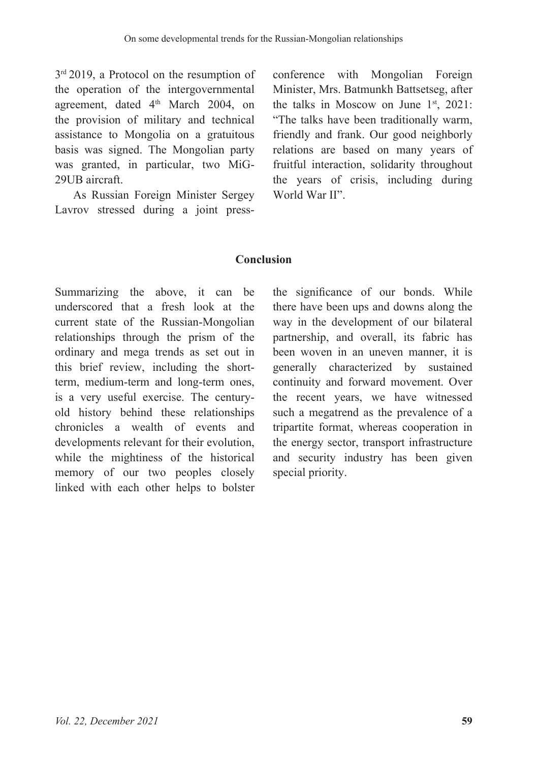3rd 2019, a Protocol on the resumption of the operation of the intergovernmental agreement, dated 4th March 2004, on the provision of military and technical assistance to Mongolia on a gratuitous basis was signed. The Mongolian party was granted, in particular, two MiG-29UB aircraft.

As Russian Foreign Minister Sergey Lavrov stressed during a joint press-conference with Mongolian Foreign Minister, Mrs. Batmunkh Battsetseg, after the talks in Moscow on June 1st, 2021: "The talks have been traditionally warm, friendly and frank. Our good neighborly relations are based on many years of fruitful interaction, solidarity throughout the years of crisis, including during World War II".

## Conclusion

Summarizing the above, it can be underscored that a fresh look at the current state of the Russian-Mongolian relationships through the prism of the ordinary and mega trends as set out in this brief review, including the short-term, medium-term and long-term ones, is a very useful exercise. The century-old history behind these relationships chronicles a wealth of events and developments relevant for their evolution, while the mightiness of the historical memory of our two peoples closely linked with each other helps to bolster the significance of our bonds. While there have been ups and downs along the way in the development of our bilateral partnership, and overall, its fabric has been woven in an uneven manner, it is generally characterized by sustained continuity and forward movement. Over the recent years, we have witnessed such a megatrend as the prevalence of a tripartite format, whereas cooperation in the energy sector, transport infrastructure and security industry has been given special priority.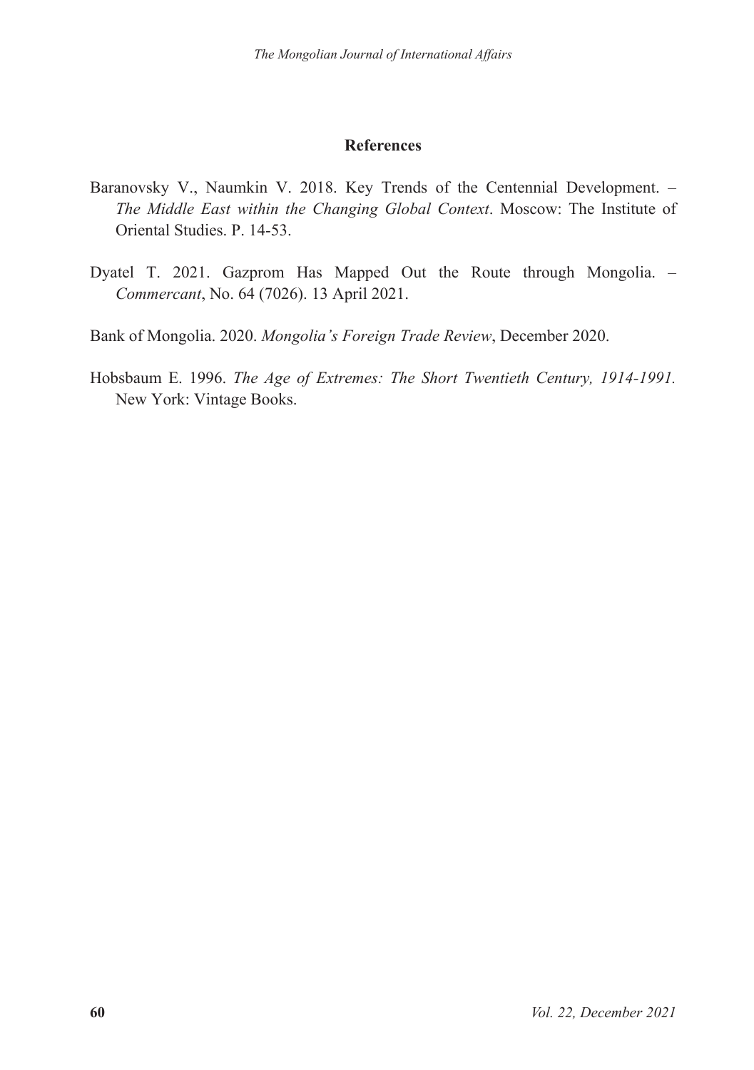## References

Baranovsky V., Naumkin V. 2018. Key Trends of the Centennial Development. – *The Middle East within the Changing Global Context*. Moscow: The Institute of Oriental Studies. P. 14-53.

Dyatel T. 2021. Gazprom Has Mapped Out the Route through Mongolia. – *Commercant*, No. 64 (7026). 13 April 2021.

Bank of Mongolia. 2020. *Mongolia's Foreign Trade Review*, December 2020.

Hobsbaum E. 1996. *The Age of Extremes: The Short Twentieth Century, 1914-1991.* New York: Vintage Books.